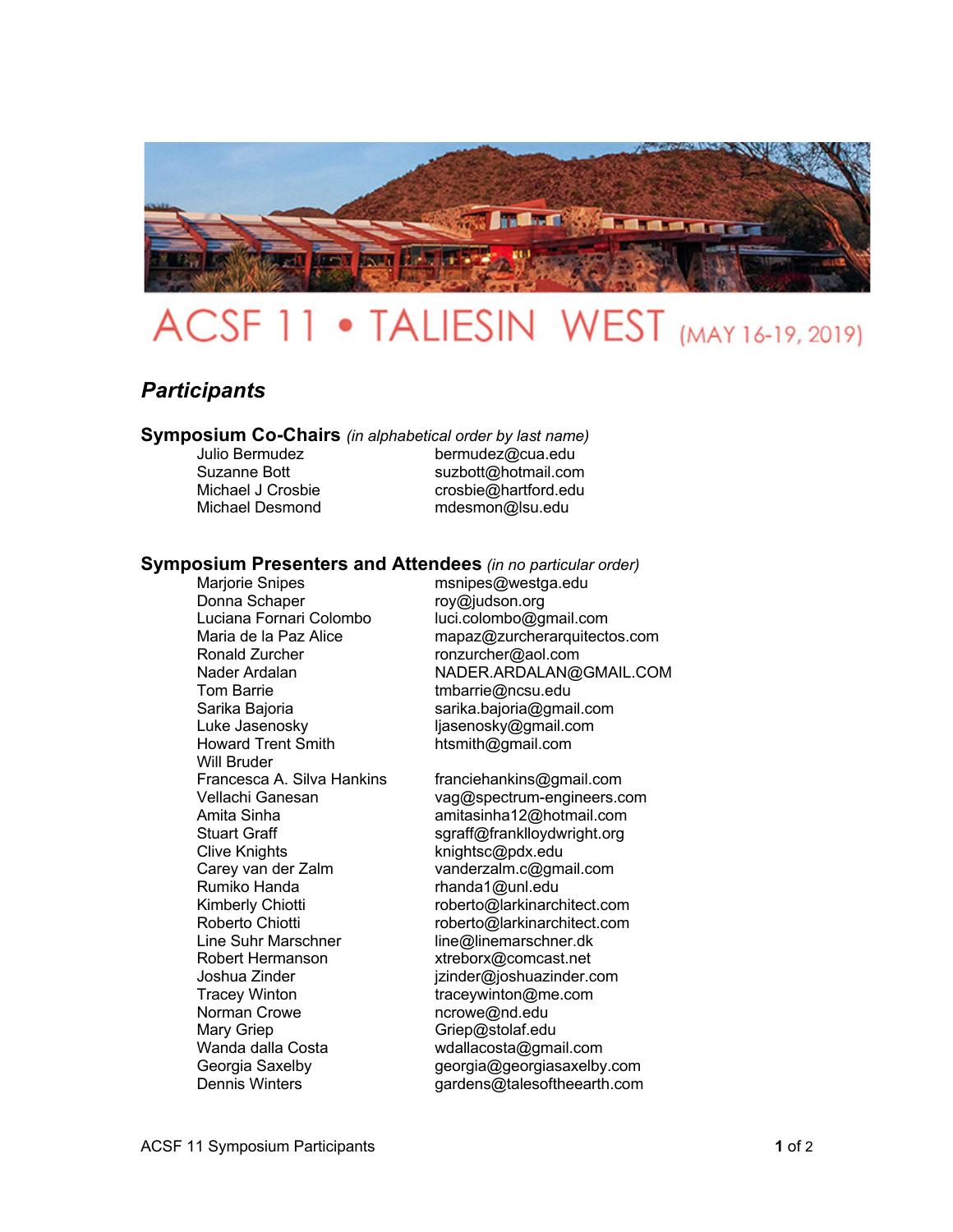# ACSF 11 • TALIESIN WEST (MAY 16-19, 2019)

## *Participants*

### Symposium Co-Chairs *(in alphabetical order by last name)*

| | |
|---|---|
| Julio Bermudez | bermudez@cua.edu |
| Suzanne Bott | suzbott@hotmail.com |
| Michael J Crosbie | crosbie@hartford.edu |
| Michael Desmond | mdesmon@lsu.edu |

### Symposium Presenters and Attendees *(in no particular order)*

| | |
|---|---|
| Marjorie Snipes | msnipes@westga.edu |
| Donna Schaper | roy@judson.org |
| Luciana Fornari Colombo | luci.colombo@gmail.com |
| Maria de la Paz Alice | mapaz@zurcherarquitectos.com |
| Ronald Zurcher | ronzurcher@aol.com |
| Nader Ardalan | NADER.ARDALAN@GMAIL.COM |
| Tom Barrie | tmbarrie@ncsu.edu |
| Sarika Bajoria | sarika.bajoria@gmail.com |
| Luke Jasenosky | ljasenosky@gmail.com |
| Howard Trent Smith | htsmith@gmail.com |
| Will Bruder | |
| Francesca A. Silva Hankins | franciehankins@gmail.com |
| Vellachi Ganesan | vag@spectrum-engineers.com |
| Amita Sinha | amitasinha12@hotmail.com |
| Stuart Graff | sgraff@franklloydwright.org |
| Clive Knights | knightsc@pdx.edu |
| Carey van der Zalm | vanderzalm.c@gmail.com |
| Rumiko Handa | rhanda1@unl.edu |
| Kimberly Chiotti | roberto@larkinarchitect.com |
| Roberto Chiotti | roberto@larkinarchitect.com |
| Line Suhr Marschner | line@linemarschner.dk |
| Robert Hermanson | xtreborx@comcast.net |
| Joshua Zinder | jzinder@joshuazinder.com |
| Tracey Winton | traceywinton@me.com |
| Norman Crowe | ncrowe@nd.edu |
| Mary Griep | Griep@stolaf.edu |
| Wanda dalla Costa | wdallacosta@gmail.com |
| Georgia Saxelby | georgia@georgiasaxelby.com |
| Dennis Winters | gardens@talesoftheearth.com |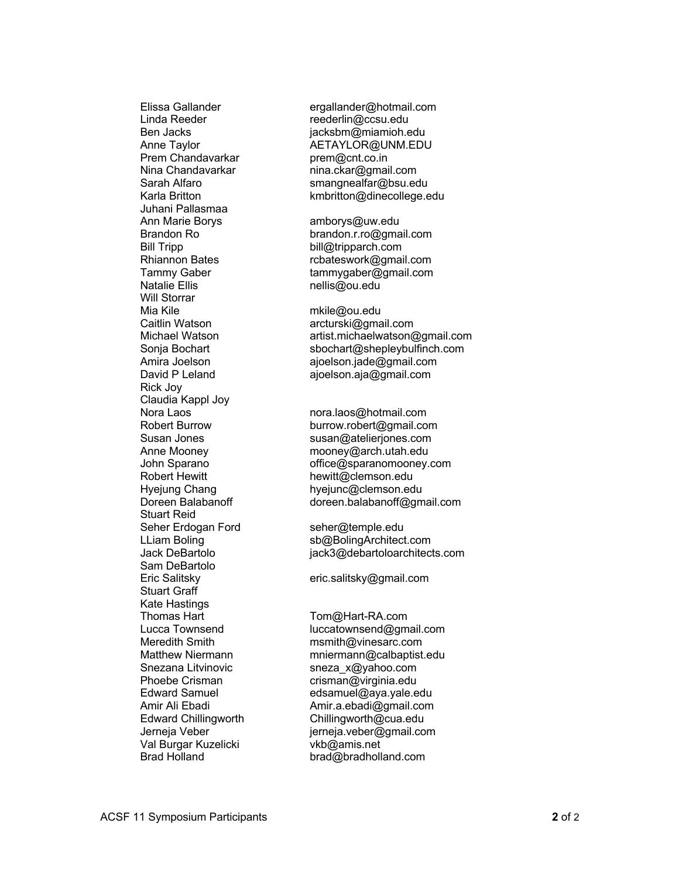| | |
|---|---|
| Elissa Gallander | ergallander@hotmail.com |
| Linda Reeder | reederlin@ccsu.edu |
| Ben Jacks | jacksbm@miamioh.edu |
| Anne Taylor | AETAYLOR@UNM.EDU |
| Prem Chandavarkar | prem@cnt.co.in |
| Nina Chandavarkar | nina.ckar@gmail.com |
| Sarah Alfaro | smangnealfar@bsu.edu |
| Karla Britton | kmbritton@dinecollege.edu |
| Juhani Pallasmaa | |
| Ann Marie Borys | amborys@uw.edu |
| Brandon Ro | brandon.r.ro@gmail.com |
| Bill Tripp | bill@tripparch.com |
| Rhiannon Bates | rcbateswork@gmail.com |
| Tammy Gaber | tammygaber@gmail.com |
| Natalie Ellis | nellis@ou.edu |
| Will Storrar | |
| Mia Kile | mkile@ou.edu |
| Caitlin Watson | arcturski@gmail.com |
| Michael Watson | artist.michaelwatson@gmail.com |
| Sonja Bochart | sbochart@shepleybulfinch.com |
| Amira Joelson | ajoelson.jade@gmail.com |
| David P Leland | ajoelson.aja@gmail.com |
| Rick Joy | |
| Claudia Kappl Joy | |
| Nora Laos | nora.laos@hotmail.com |
| Robert Burrow | burrow.robert@gmail.com |
| Susan Jones | susan@atelierjones.com |
| Anne Mooney | mooney@arch.utah.edu |
| John Sparano | office@sparanomooney.com |
| Robert Hewitt | hewitt@clemson.edu |
| Hyejung Chang | hyejunc@clemson.edu |
| Doreen Balabanoff | doreen.balabanoff@gmail.com |
| Stuart Reid | |
| Seher Erdogan Ford | seher@temple.edu |
| LLiam Boling | sb@BolingArchitect.com |
| Jack DeBartolo | jack3@debartoloarchitects.com |
| Sam DeBartolo | |
| Eric Salitsky | eric.salitsky@gmail.com |
| Stuart Graff | |
| Kate Hastings | |
| Thomas Hart | Tom@Hart-RA.com |
| Lucca Townsend | luccatownsend@gmail.com |
| Meredith Smith | msmith@vinesarc.com |
| Matthew Niermann | mniermann@calbaptist.edu |
| Snezana Litvinovic | sneza_x@yahoo.com |
| Phoebe Crisman | crisman@virginia.edu |
| Edward Samuel | edsamuel@aya.yale.edu |
| Amir Ali Ebadi | Amir.a.ebadi@gmail.com |
| Edward Chillingworth | Chillingworth@cua.edu |
| Jerneja Veber | jerneja.veber@gmail.com |
| Val Burgar Kuzelicki | vkb@amis.net |
| Brad Holland | brad@bradholland.com |